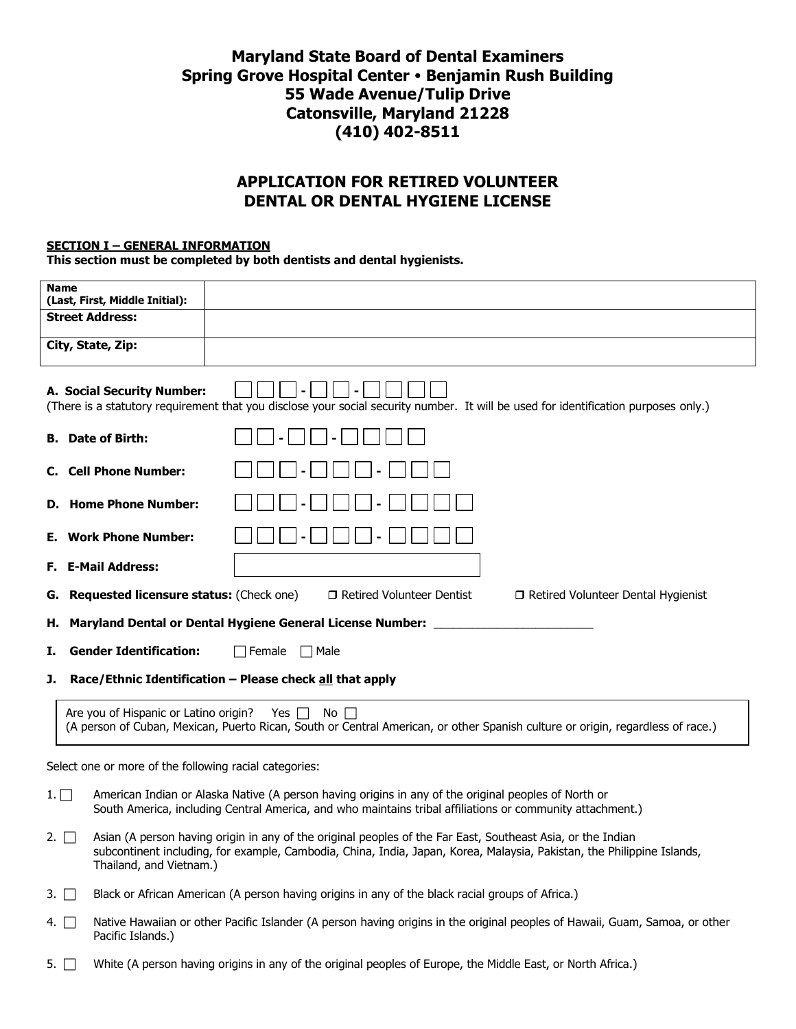# Maryland State Board of Dental Examiners
## Spring Grove Hospital Center • Benjamin Rush Building
## 55 Wade Avenue/Tulip Drive
## Catonsville, Maryland 21228
## (410) 402-8511

# APPLICATION FOR RETIRED VOLUNTEER DENTAL OR DENTAL HYGIENE LICENSE

**SECTION I – GENERAL INFORMATION**

**This section must be completed by both dentists and dental hygienists.**

| **Name (Last, First, Middle Initial):** | |
|---|---|
| **Street Address:** | |
| **City, State, Zip:** | |

**A. Social Security Number:** ☐☐☐-☐☐-☐☐☐☐

(There is a statutory requirement that you disclose your social security number. It will be used for identification purposes only.)

**B. Date of Birth:** ☐☐-☐☐-☐☐☐☐

**C. Cell Phone Number:** ☐☐☐-☐☐☐-☐☐☐

**D. Home Phone Number:** ☐☐☐-☐☐☐-☐☐☐☐

**E. Work Phone Number:** ☐☐☐-☐☐☐-☐☐☐☐

**F. E-Mail Address:** ____________________

**G. Requested licensure status:** (Check one) ☐ Retired Volunteer Dentist ☐ Retired Volunteer Dental Hygienist

**H. Maryland Dental or Dental Hygiene General License Number:** ________________________

**I. Gender Identification:** ☐ Female ☐ Male

**J. Race/Ethnic Identification – Please check all that apply**

Are you of Hispanic or Latino origin? Yes ☐ No ☐
(A person of Cuban, Mexican, Puerto Rican, South or Central American, or other Spanish culture or origin, regardless of race.)

Select one or more of the following racial categories:

1. ☐ American Indian or Alaska Native (A person having origins in any of the original peoples of North or South America, including Central America, and who maintains tribal affiliations or community attachment.)
2. ☐ Asian (A person having origin in any of the original peoples of the Far East, Southeast Asia, or the Indian subcontinent including, for example, Cambodia, China, India, Japan, Korea, Malaysia, Pakistan, the Philippine Islands, Thailand, and Vietnam.)
3. ☐ Black or African American (A person having origins in any of the black racial groups of Africa.)
4. ☐ Native Hawaiian or other Pacific Islander (A person having origins in the original peoples of Hawaii, Guam, Samoa, or other Pacific Islands.)
5. ☐ White (A person having origins in any of the original peoples of Europe, the Middle East, or North Africa.)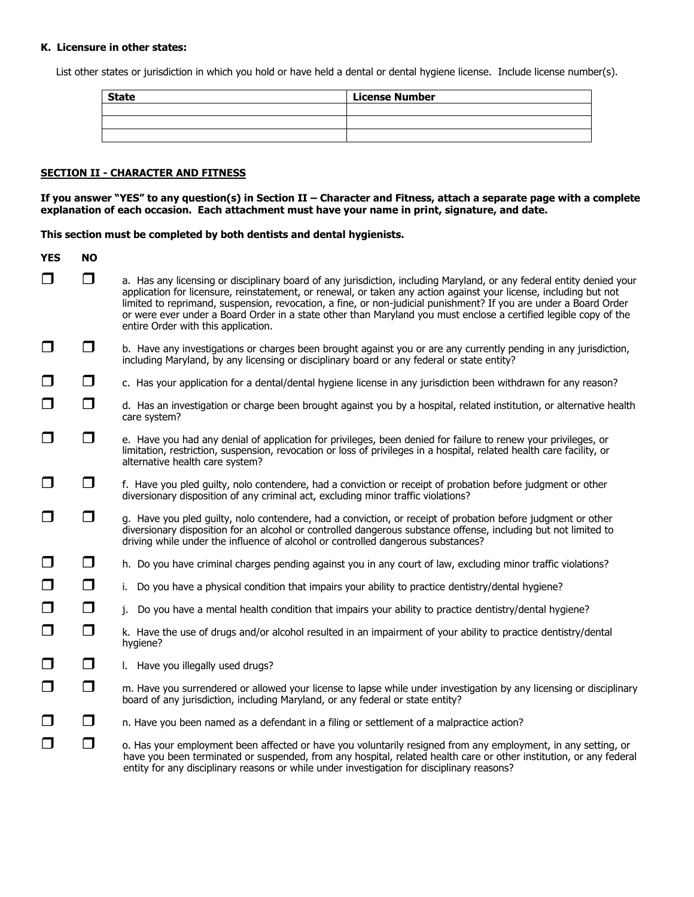**K. Licensure in other states:**

List other states or jurisdiction in which you hold or have held a dental or dental hygiene license. Include license number(s).

| State | License Number |
|---|---|
| | |
| | |
| | |

**SECTION II - CHARACTER AND FITNESS**

**If you answer "YES" to any question(s) in Section II – Character and Fitness, attach a separate page with a complete explanation of each occasion. Each attachment must have your name in print, signature, and date.**

**This section must be completed by both dentists and dental hygienists.**

| YES | NO | |
|---|---|---|
| ☐ | ☐ | a. Has any licensing or disciplinary board of any jurisdiction, including Maryland, or any federal entity denied your application for licensure, reinstatement, or renewal, or taken any action against your license, including but not limited to reprimand, suspension, revocation, a fine, or non-judicial punishment? If you are under a Board Order or were ever under a Board Order in a state other than Maryland you must enclose a certified legible copy of the entire Order with this application. |
| ☐ | ☐ | b. Have any investigations or charges been brought against you or are any currently pending in any jurisdiction, including Maryland, by any licensing or disciplinary board or any federal or state entity? |
| ☐ | ☐ | c. Has your application for a dental/dental hygiene license in any jurisdiction been withdrawn for any reason? |
| ☐ | ☐ | d. Has an investigation or charge been brought against you by a hospital, related institution, or alternative health care system? |
| ☐ | ☐ | e. Have you had any denial of application for privileges, been denied for failure to renew your privileges, or limitation, restriction, suspension, revocation or loss of privileges in a hospital, related health care facility, or alternative health care system? |
| ☐ | ☐ | f. Have you pled guilty, nolo contendere, had a conviction or receipt of probation before judgment or other diversionary disposition of any criminal act, excluding minor traffic violations? |
| ☐ | ☐ | g. Have you pled guilty, nolo contendere, had a conviction, or receipt of probation before judgment or other diversionary disposition for an alcohol or controlled dangerous substance offense, including but not limited to driving while under the influence of alcohol or controlled dangerous substances? |
| ☐ | ☐ | h. Do you have criminal charges pending against you in any court of law, excluding minor traffic violations? |
| ☐ | ☐ | i. Do you have a physical condition that impairs your ability to practice dentistry/dental hygiene? |
| ☐ | ☐ | j. Do you have a mental health condition that impairs your ability to practice dentistry/dental hygiene? |
| ☐ | ☐ | k. Have the use of drugs and/or alcohol resulted in an impairment of your ability to practice dentistry/dental hygiene? |
| ☐ | ☐ | l. Have you illegally used drugs? |
| ☐ | ☐ | m. Have you surrendered or allowed your license to lapse while under investigation by any licensing or disciplinary board of any jurisdiction, including Maryland, or any federal or state entity? |
| ☐ | ☐ | n. Have you been named as a defendant in a filing or settlement of a malpractice action? |
| ☐ | ☐ | o. Has your employment been affected or have you voluntarily resigned from any employment, in any setting, or have you been terminated or suspended, from any hospital, related health care or other institution, or any federal entity for any disciplinary reasons or while under investigation for disciplinary reasons? |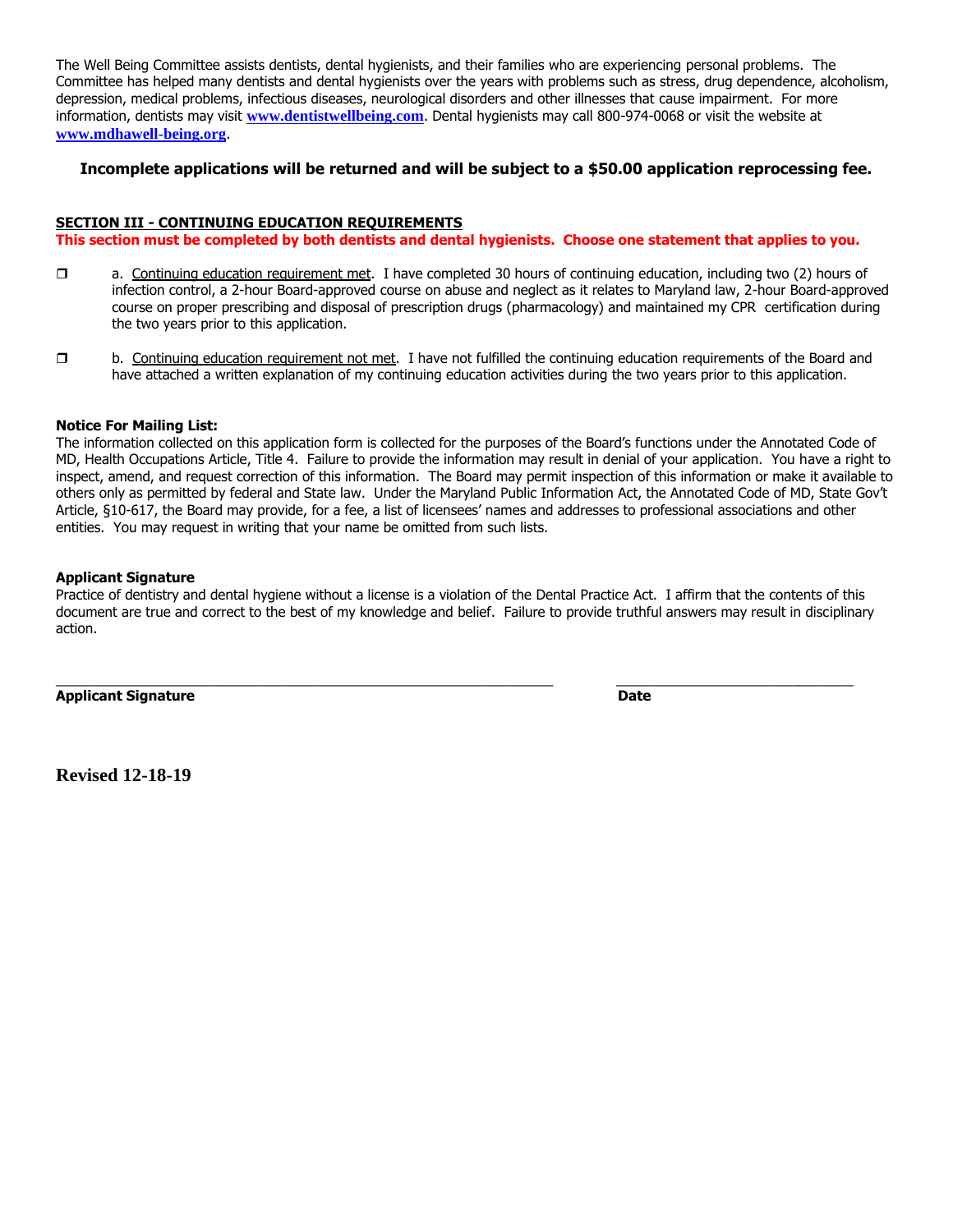The Well Being Committee assists dentists, dental hygienists, and their families who are experiencing personal problems. The Committee has helped many dentists and dental hygienists over the years with problems such as stress, drug dependence, alcoholism, depression, medical problems, infectious diseases, neurological disorders and other illnesses that cause impairment. For more information, dentists may visit **www.dentistwellbeing.com**. Dental hygienists may call 800-974-0068 or visit the website at **www.mdhawell-being.org**.

**Incomplete applications will be returned and will be subject to a $50.00 application reprocessing fee.**

## SECTION III - CONTINUING EDUCATION REQUIREMENTS

**This section must be completed by both dentists and dental hygienists. Choose one statement that applies to you.**

❒ a. Continuing education requirement met. I have completed 30 hours of continuing education, including two (2) hours of infection control, a 2-hour Board-approved course on abuse and neglect as it relates to Maryland law, 2-hour Board-approved course on proper prescribing and disposal of prescription drugs (pharmacology) and maintained my CPR certification during the two years prior to this application.

❒ b. Continuing education requirement not met. I have not fulfilled the continuing education requirements of the Board and have attached a written explanation of my continuing education activities during the two years prior to this application.

**Notice For Mailing List:**

The information collected on this application form is collected for the purposes of the Board's functions under the Annotated Code of MD, Health Occupations Article, Title 4. Failure to provide the information may result in denial of your application. You have a right to inspect, amend, and request correction of this information. The Board may permit inspection of this information or make it available to others only as permitted by federal and State law. Under the Maryland Public Information Act, the Annotated Code of MD, State Gov't Article, §10-617, the Board may provide, for a fee, a list of licensees' names and addresses to professional associations and other entities. You may request in writing that your name be omitted from such lists.

**Applicant Signature**

Practice of dentistry and dental hygiene without a license is a violation of the Dental Practice Act. I affirm that the contents of this document are true and correct to the best of my knowledge and belief. Failure to provide truthful answers may result in disciplinary action.

_______________________________________________ &nbsp;&nbsp;&nbsp;&nbsp; ___________________________

**Applicant Signature** &nbsp;&nbsp;&nbsp;&nbsp; **Date**

**Revised 12-18-19**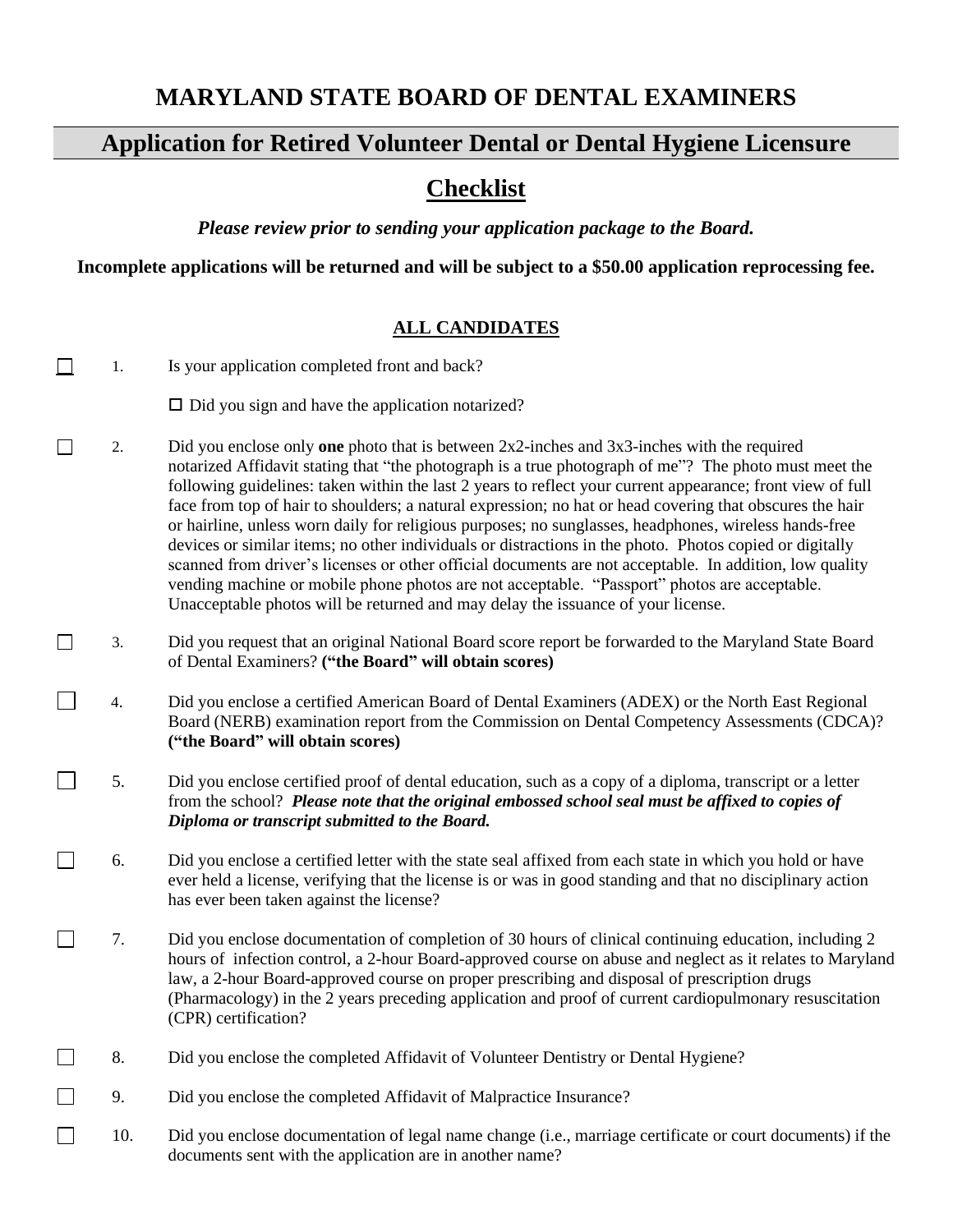# MARYLAND STATE BOARD OF DENTAL EXAMINERS

## Application for Retired Volunteer Dental or Dental Hygiene Licensure

## Checklist

***Please review prior to sending your application package to the Board.***

**Incomplete applications will be returned and will be subject to a $50.00 application reprocessing fee.**

### ALL CANDIDATES

☐ 1. Is your application completed front and back?

☐ Did you sign and have the application notarized?

☐ 2. Did you enclose only **one** photo that is between 2x2-inches and 3x3-inches with the required notarized Affidavit stating that "the photograph is a true photograph of me"? The photo must meet the following guidelines: taken within the last 2 years to reflect your current appearance; front view of full face from top of hair to shoulders; a natural expression; no hat or head covering that obscures the hair or hairline, unless worn daily for religious purposes; no sunglasses, headphones, wireless hands-free devices or similar items; no other individuals or distractions in the photo. Photos copied or digitally scanned from driver's licenses or other official documents are not acceptable. In addition, low quality vending machine or mobile phone photos are not acceptable. "Passport" photos are acceptable. Unacceptable photos will be returned and may delay the issuance of your license.

☐ 3. Did you request that an original National Board score report be forwarded to the Maryland State Board of Dental Examiners? **("the Board" will obtain scores)**

☐ 4. Did you enclose a certified American Board of Dental Examiners (ADEX) or the North East Regional Board (NERB) examination report from the Commission on Dental Competency Assessments (CDCA)? **("the Board" will obtain scores)**

☐ 5. Did you enclose certified proof of dental education, such as a copy of a diploma, transcript or a letter from the school? ***Please note that the original embossed school seal must be affixed to copies of Diploma or transcript submitted to the Board.***

☐ 6. Did you enclose a certified letter with the state seal affixed from each state in which you hold or have ever held a license, verifying that the license is or was in good standing and that no disciplinary action has ever been taken against the license?

☐ 7. Did you enclose documentation of completion of 30 hours of clinical continuing education, including 2 hours of infection control, a 2-hour Board-approved course on abuse and neglect as it relates to Maryland law, a 2-hour Board-approved course on proper prescribing and disposal of prescription drugs (Pharmacology) in the 2 years preceding application and proof of current cardiopulmonary resuscitation (CPR) certification?

☐ 8. Did you enclose the completed Affidavit of Volunteer Dentistry or Dental Hygiene?

☐ 9. Did you enclose the completed Affidavit of Malpractice Insurance?

☐ 10. Did you enclose documentation of legal name change (i.e., marriage certificate or court documents) if the documents sent with the application are in another name?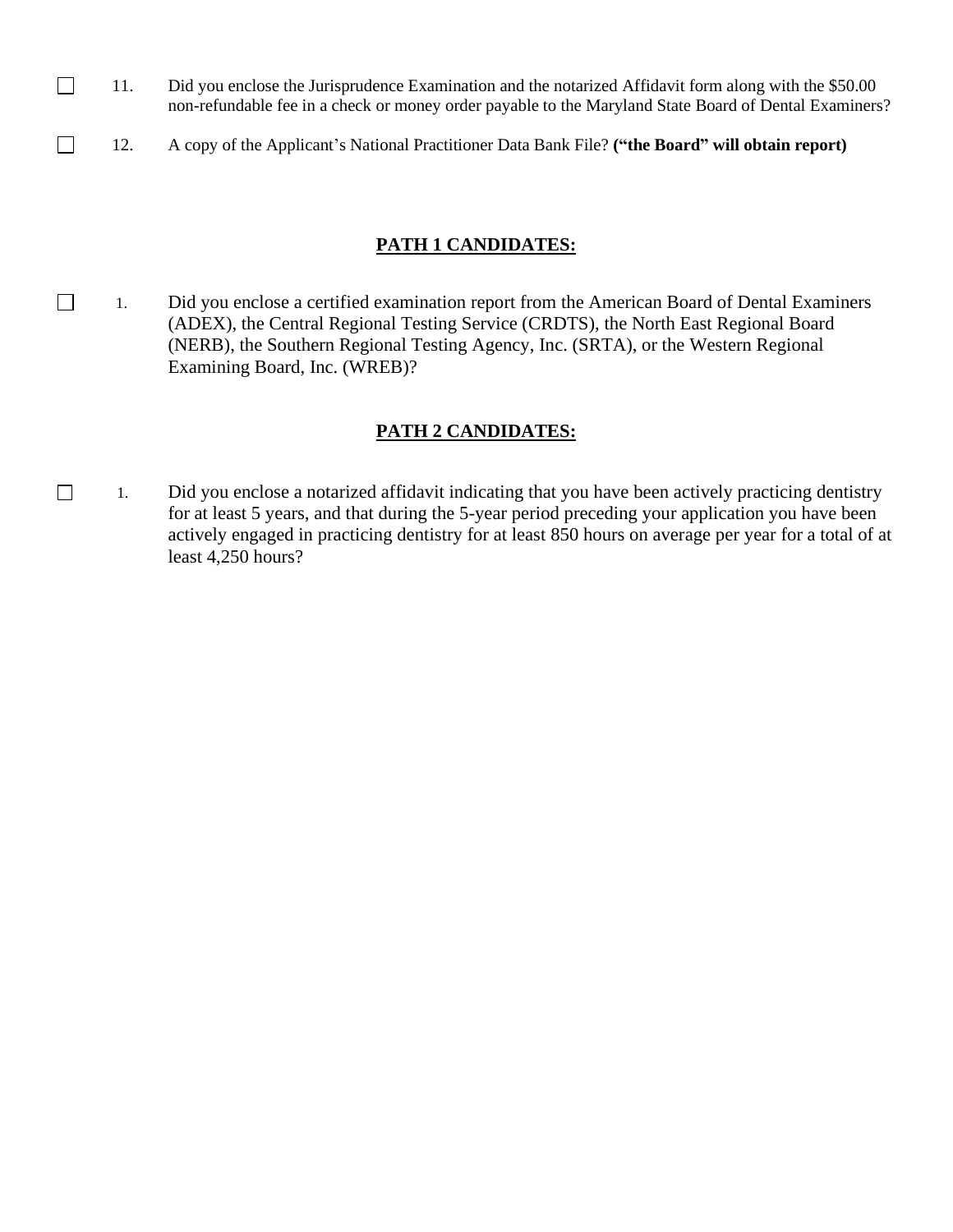☐ 11. Did you enclose the Jurisprudence Examination and the notarized Affidavit form along with the $50.00 non-refundable fee in a check or money order payable to the Maryland State Board of Dental Examiners?

☐ 12. A copy of the Applicant's National Practitioner Data Bank File? **("the Board" will obtain report)**

## **PATH 1 CANDIDATES:**

☐ 1. Did you enclose a certified examination report from the American Board of Dental Examiners (ADEX), the Central Regional Testing Service (CRDTS), the North East Regional Board (NERB), the Southern Regional Testing Agency, Inc. (SRTA), or the Western Regional Examining Board, Inc. (WREB)?

## **PATH 2 CANDIDATES:**

☐ 1. Did you enclose a notarized affidavit indicating that you have been actively practicing dentistry for at least 5 years, and that during the 5-year period preceding your application you have been actively engaged in practicing dentistry for at least 850 hours on average per year for a total of at least 4,250 hours?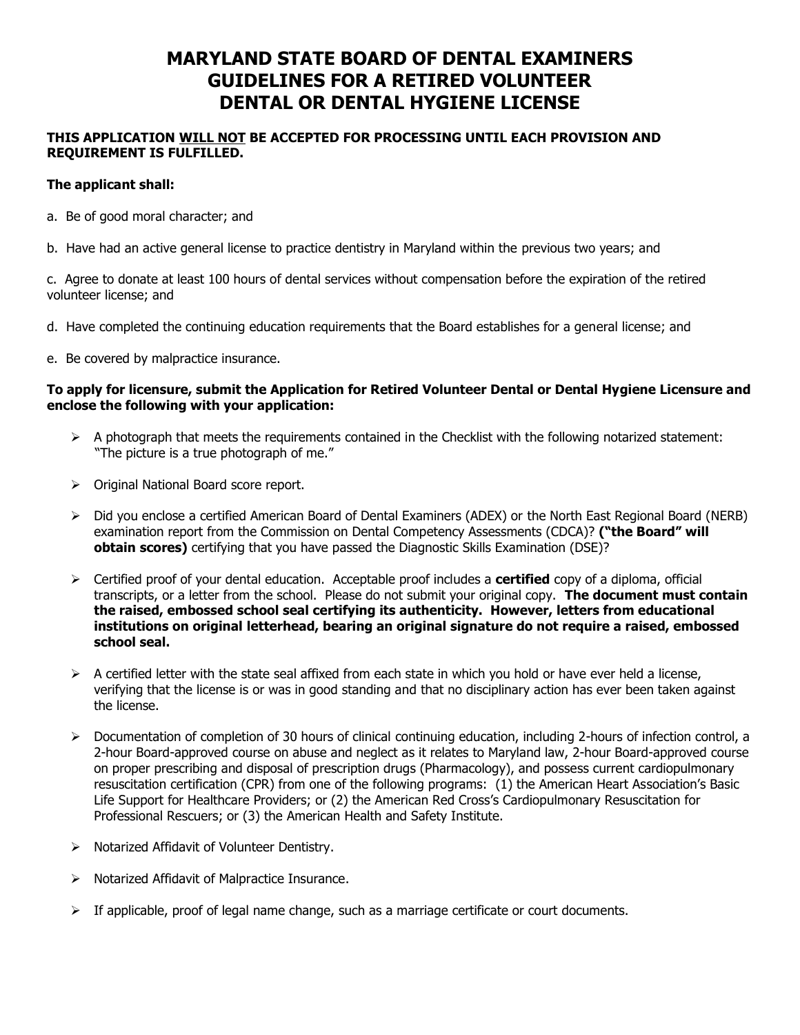# MARYLAND STATE BOARD OF DENTAL EXAMINERS GUIDELINES FOR A RETIRED VOLUNTEER DENTAL OR DENTAL HYGIENE LICENSE

**THIS APPLICATION WILL NOT BE ACCEPTED FOR PROCESSING UNTIL EACH PROVISION AND REQUIREMENT IS FULFILLED.**

**The applicant shall:**

a. Be of good moral character; and

b. Have had an active general license to practice dentistry in Maryland within the previous two years; and

c. Agree to donate at least 100 hours of dental services without compensation before the expiration of the retired volunteer license; and

d. Have completed the continuing education requirements that the Board establishes for a general license; and

e. Be covered by malpractice insurance.

**To apply for licensure, submit the Application for Retired Volunteer Dental or Dental Hygiene Licensure and enclose the following with your application:**

- A photograph that meets the requirements contained in the Checklist with the following notarized statement: "The picture is a true photograph of me."
- Original National Board score report.
- Did you enclose a certified American Board of Dental Examiners (ADEX) or the North East Regional Board (NERB) examination report from the Commission on Dental Competency Assessments (CDCA)? **("the Board" will obtain scores)** certifying that you have passed the Diagnostic Skills Examination (DSE)?
- Certified proof of your dental education. Acceptable proof includes a **certified** copy of a diploma, official transcripts, or a letter from the school. Please do not submit your original copy. **The document must contain the raised, embossed school seal certifying its authenticity. However, letters from educational institutions on original letterhead, bearing an original signature do not require a raised, embossed school seal.**
- A certified letter with the state seal affixed from each state in which you hold or have ever held a license, verifying that the license is or was in good standing and that no disciplinary action has ever been taken against the license.
- Documentation of completion of 30 hours of clinical continuing education, including 2-hours of infection control, a 2-hour Board-approved course on abuse and neglect as it relates to Maryland law, 2-hour Board-approved course on proper prescribing and disposal of prescription drugs (Pharmacology), and possess current cardiopulmonary resuscitation certification (CPR) from one of the following programs: (1) the American Heart Association's Basic Life Support for Healthcare Providers; or (2) the American Red Cross's Cardiopulmonary Resuscitation for Professional Rescuers; or (3) the American Health and Safety Institute.
- Notarized Affidavit of Volunteer Dentistry.
- Notarized Affidavit of Malpractice Insurance.
- If applicable, proof of legal name change, such as a marriage certificate or court documents.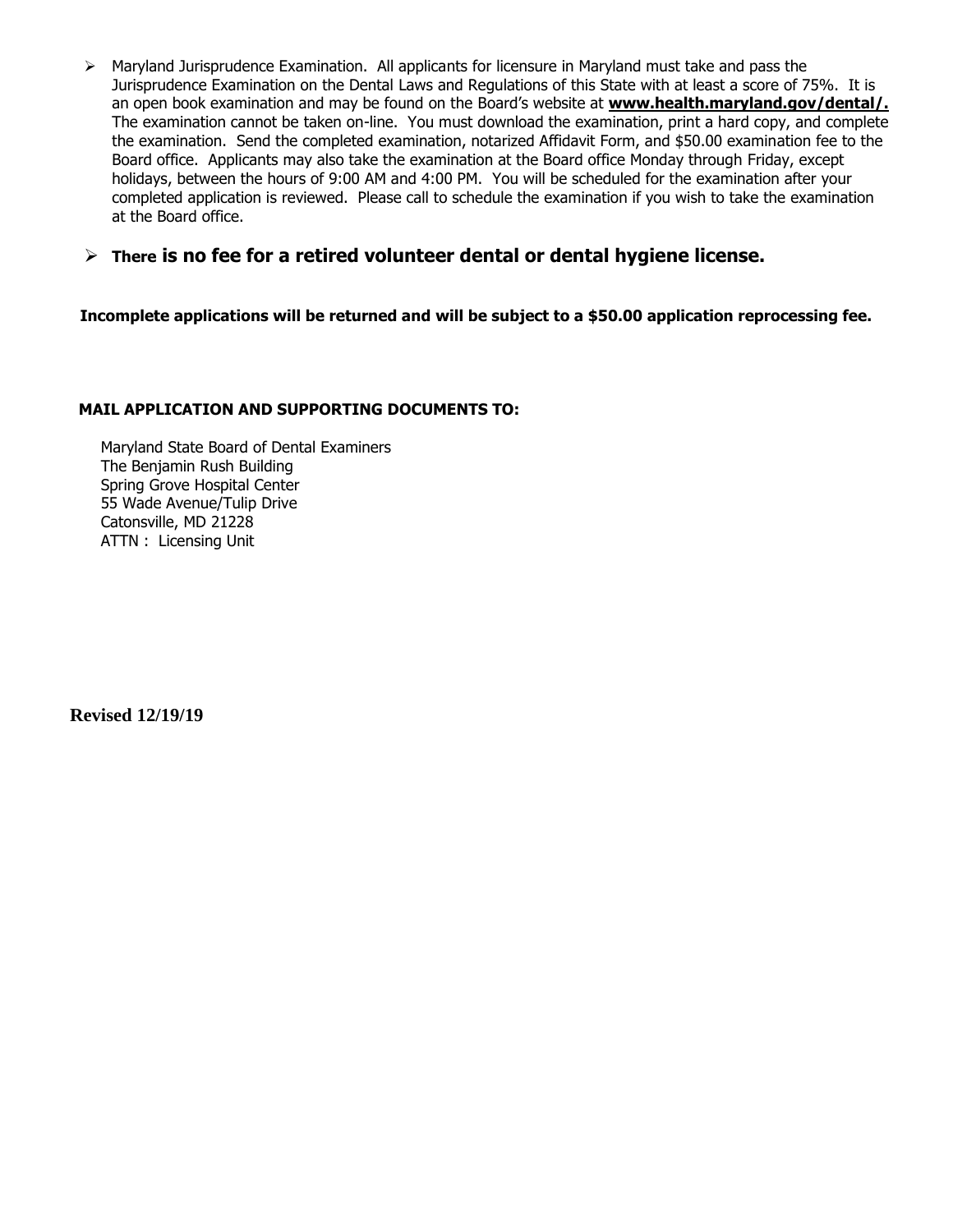- Maryland Jurisprudence Examination. All applicants for licensure in Maryland must take and pass the Jurisprudence Examination on the Dental Laws and Regulations of this State with at least a score of 75%. It is an open book examination and may be found on the Board's website at **www.health.maryland.gov/dental/.** The examination cannot be taken on-line. You must download the examination, print a hard copy, and complete the examination. Send the completed examination, notarized Affidavit Form, and $50.00 examination fee to the Board office. Applicants may also take the examination at the Board office Monday through Friday, except holidays, between the hours of 9:00 AM and 4:00 PM. You will be scheduled for the examination after your completed application is reviewed. Please call to schedule the examination if you wish to take the examination at the Board office.

- **There is no fee for a retired volunteer dental or dental hygiene license.**

**Incomplete applications will be returned and will be subject to a $50.00 application reprocessing fee.**

**MAIL APPLICATION AND SUPPORTING DOCUMENTS TO:**

Maryland State Board of Dental Examiners
The Benjamin Rush Building
Spring Grove Hospital Center
55 Wade Avenue/Tulip Drive
Catonsville, MD 21228
ATTN : Licensing Unit

**Revised 12/19/19**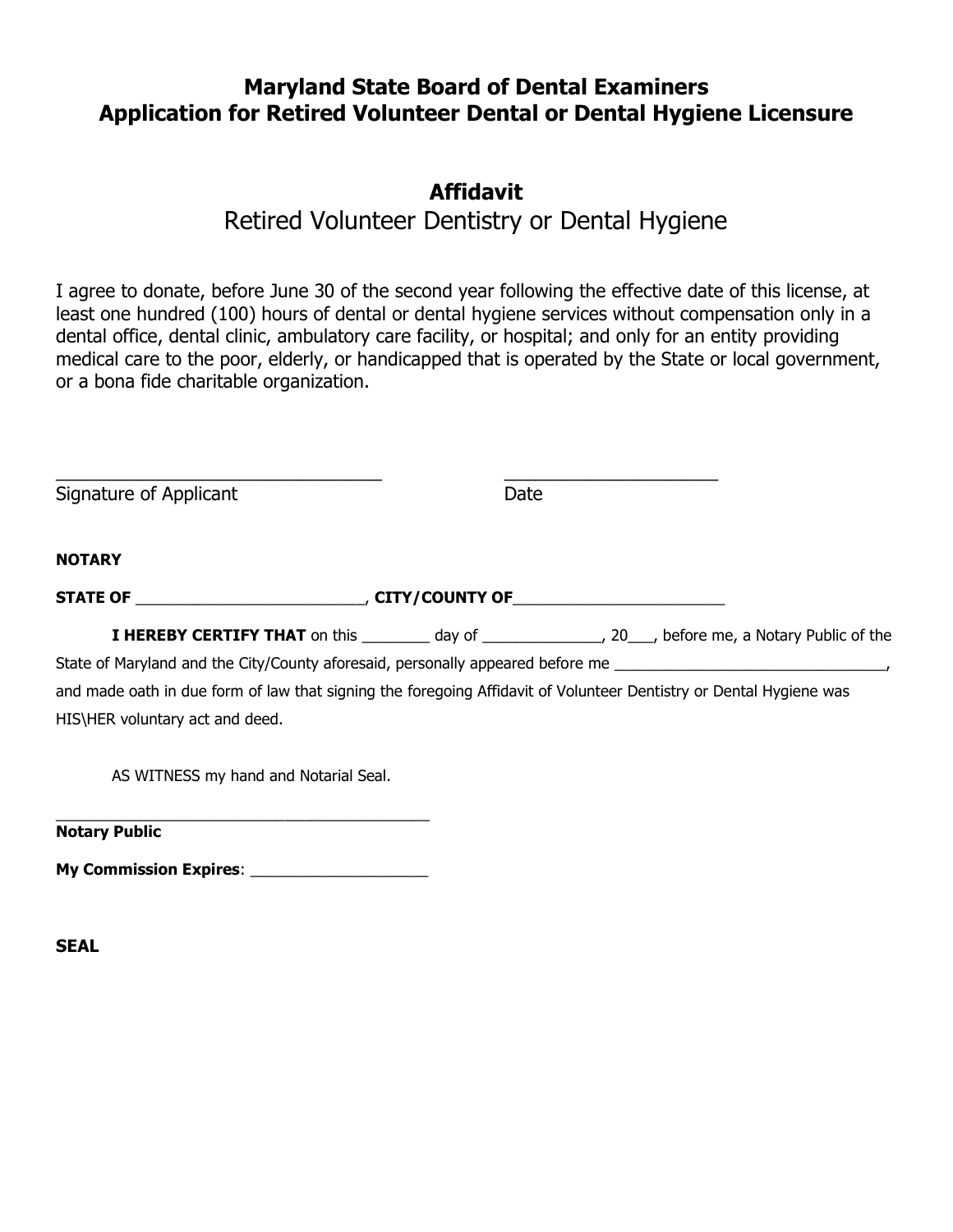**Maryland State Board of Dental Examiners**
**Application for Retired Volunteer Dental or Dental Hygiene Licensure**

## Affidavit

Retired Volunteer Dentistry or Dental Hygiene

I agree to donate, before June 30 of the second year following the effective date of this license, at least one hundred (100) hours of dental or dental hygiene services without compensation only in a dental office, dental clinic, ambulatory care facility, or hospital; and only for an entity providing medical care to the poor, elderly, or handicapped that is operated by the State or local government, or a bona fide charitable organization.

________________________________ &nbsp;&nbsp;&nbsp;&nbsp;&nbsp;&nbsp;&nbsp;&nbsp; _____________________

Signature of Applicant &nbsp;&nbsp;&nbsp;&nbsp;&nbsp;&nbsp;&nbsp;&nbsp;&nbsp;&nbsp;&nbsp;&nbsp;&nbsp;&nbsp;&nbsp;&nbsp;&nbsp;&nbsp;&nbsp;&nbsp;&nbsp;&nbsp;&nbsp;&nbsp;&nbsp;&nbsp;&nbsp;&nbsp;&nbsp;&nbsp;&nbsp;&nbsp;&nbsp; Date

**NOTARY**

**STATE OF** __________________________, **CITY/COUNTY OF**________________________

**I HEREBY CERTIFY THAT** on this ________ day of ______________, 20___, before me, a Notary Public of the State of Maryland and the City/County aforesaid, personally appeared before me ________________________________, and made oath in due form of law that signing the foregoing Affidavit of Volunteer Dentistry or Dental Hygiene was HIS\HER voluntary act and deed.

AS WITNESS my hand and Notarial Seal.

____________________________________________

**Notary Public**

**My Commission Expires**: ____________________

**SEAL**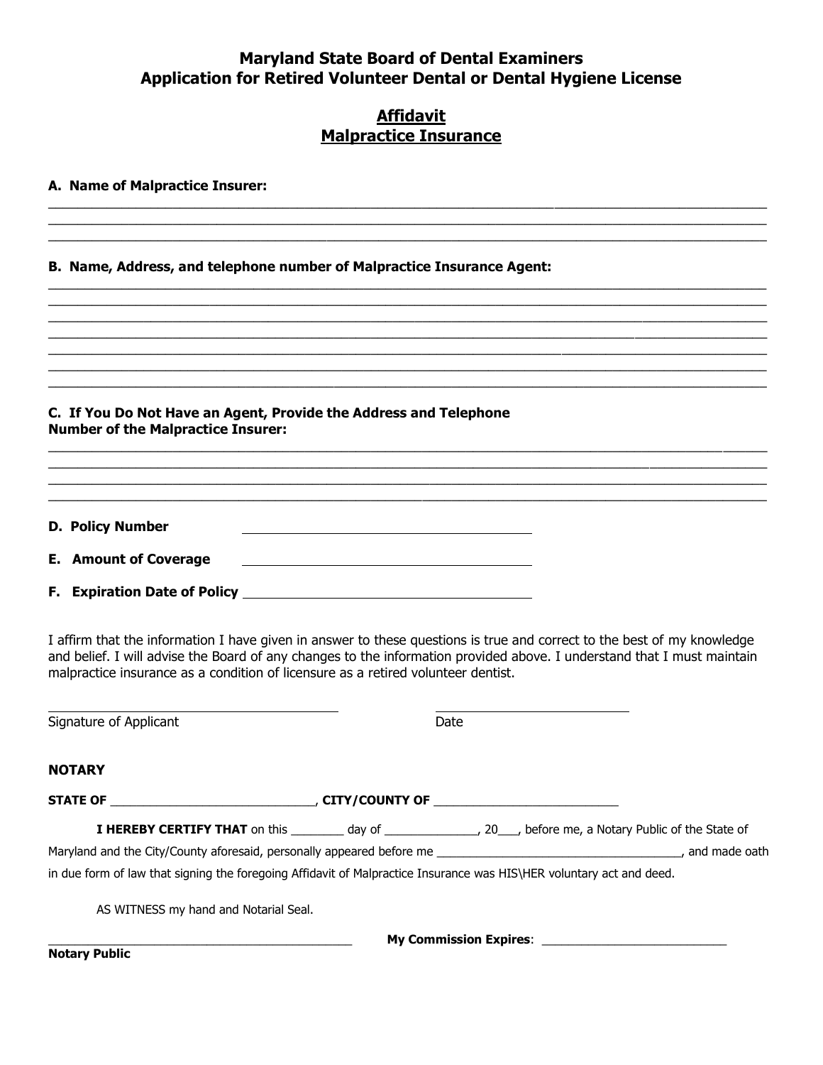# Maryland State Board of Dental Examiners
# Application for Retired Volunteer Dental or Dental Hygiene License

## Affidavit
## Malpractice Insurance

**A. Name of Malpractice Insurer:**

______________________________________________________________________________
______________________________________________________________________________
______________________________________________________________________________

**B. Name, Address, and telephone number of Malpractice Insurance Agent:**

______________________________________________________________________________
______________________________________________________________________________
______________________________________________________________________________
______________________________________________________________________________
______________________________________________________________________________
______________________________________________________________________________
______________________________________________________________________________

**C. If You Do Not Have an Agent, Provide the Address and Telephone Number of the Malpractice Insurer:**

______________________________________________________________________________
______________________________________________________________________________
______________________________________________________________________________
______________________________________________________________________________

**D. Policy Number** ______________________________

**E. Amount of Coverage** ______________________________

**F. Expiration Date of Policy** ______________________________

I affirm that the information I have given in answer to these questions is true and correct to the best of my knowledge and belief. I will advise the Board of any changes to the information provided above. I understand that I must maintain malpractice insurance as a condition of licensure as a retired volunteer dentist.

______________________________ ______________________
Signature of Applicant Date

**NOTARY**

**STATE OF** ______________________, **CITY/COUNTY OF** ______________________

**I HEREBY CERTIFY THAT** on this ________ day of ______________, 20___, before me, a Notary Public of the State of Maryland and the City/County aforesaid, personally appeared before me ______________________________, and made oath in due form of law that signing the foregoing Affidavit of Malpractice Insurance was HIS\HER voluntary act and deed.

AS WITNESS my hand and Notarial Seal.

______________________________ **My Commission Expires**: ______________________
**Notary Public**